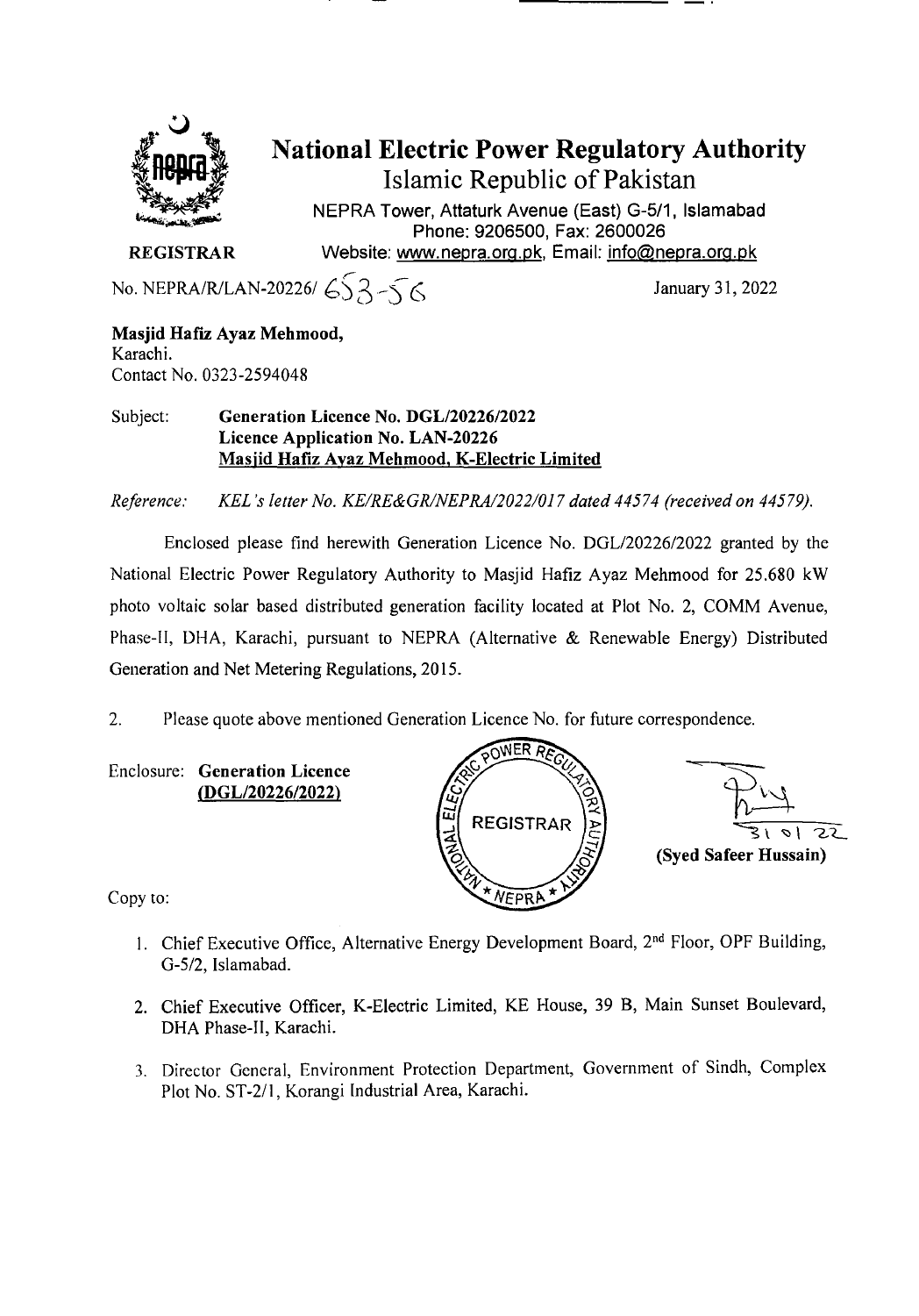# National Electric Power Regulatory Authority

## Islamic Republic of Pakistan

NEPRA Tower, Attaturk Avenue (East) G-5/1, Islamabad
Phone: 9206500, Fax: 2600026
Website: www.nepra.org.pk, Email: info@nepra.org.pk

**REGISTRAR**

No. NEPRA/R/LAN-20226/ 653-56

January 31, 2022

**Masjid Hafiz Ayaz Mehmood,**
Karachi.
Contact No. 0323-2594048

Subject: **Generation Licence No. DGL/20226/2022**
**Licence Application No. LAN-20226**
**Masjid Hafiz Ayaz Mehmood, K-Electric Limited**

*Reference: KEL's letter No. KE/RE&GR/NEPRA/2022/017 dated 44574 (received on 44579).*

Enclosed please find herewith Generation Licence No. DGL/20226/2022 granted by the National Electric Power Regulatory Authority to Masjid Hafiz Ayaz Mehmood for 25.680 kW photo voltaic solar based distributed generation facility located at Plot No. 2, COMM Avenue, Phase-II, DHA, Karachi, pursuant to NEPRA (Alternative & Renewable Energy) Distributed Generation and Net Metering Regulations, 2015.

2. Please quote above mentioned Generation Licence No. for future correspondence.

Enclosure: **Generation Licence**
**(DGL/20226/2022)**

31 01 22
**(Syed Safeer Hussain)**

Copy to:

1. Chief Executive Office, Alternative Energy Development Board, 2nd Floor, OPF Building, G-5/2, Islamabad.
2. Chief Executive Officer, K-Electric Limited, KE House, 39 B, Main Sunset Boulevard, DHA Phase-II, Karachi.
3. Director General, Environment Protection Department, Government of Sindh, Complex Plot No. ST-2/1, Korangi Industrial Area, Karachi.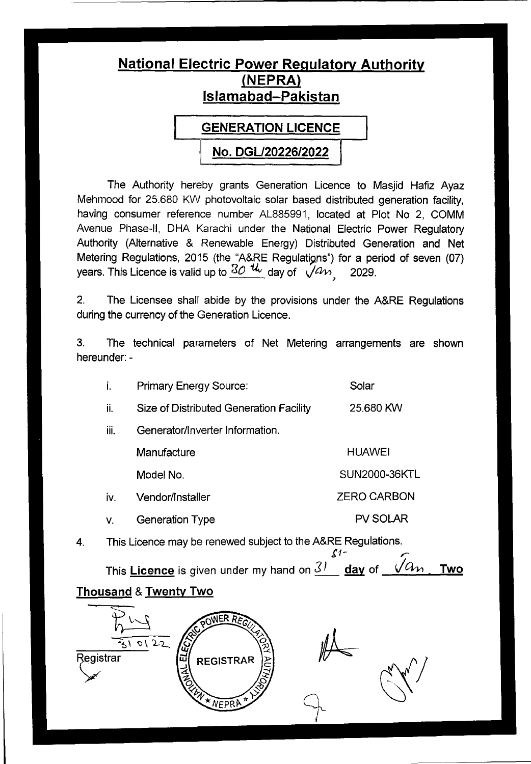# National Electric Power Regulatory Authority (NEPRA) Islamabad–Pakistan

## GENERATION LICENCE

## No. DGL/20226/2022

The Authority hereby grants Generation Licence to Masjid Hafiz Ayaz Mehmood for 25.680 KW photovoltaic solar based distributed generation facility, having consumer reference number AL885991, located at Plot No 2, COMM Avenue Phase-II, DHA Karachi under the National Electric Power Regulatory Authority (Alternative & Renewable Energy) Distributed Generation and Net Metering Regulations, 2015 (the "A&RE Regulations") for a period of seven (07) years. This Licence is valid up to 30th day of Jan, 2029.

2. The Licensee shall abide by the provisions under the A&RE Regulations during the currency of the Generation Licence.

3. The technical parameters of Net Metering arrangements are shown hereunder: -

| | | |
|---|---|---|
| i. | Primary Energy Source: | Solar |
| ii. | Size of Distributed Generation Facility | 25.680 KW |
| iii. | Generator/Inverter Information. | |
| | Manufacture | HUAWEI |
| | Model No. | SUN2000-36KTL |
| iv. | Vendor/Installer | ZERO CARBON |
| v. | Generation Type | PV SOLAR |

4. This Licence may be renewed subject to the A&RE Regulations.

This **Licence** is given under my hand on 31st **day** of Jan, **Two Thousand** & **Twenty Two**

31 01 22

Registrar

REGISTRAR
NATIONAL ELECTRIC POWER REGULATORY AUTHORITY
NEPRA